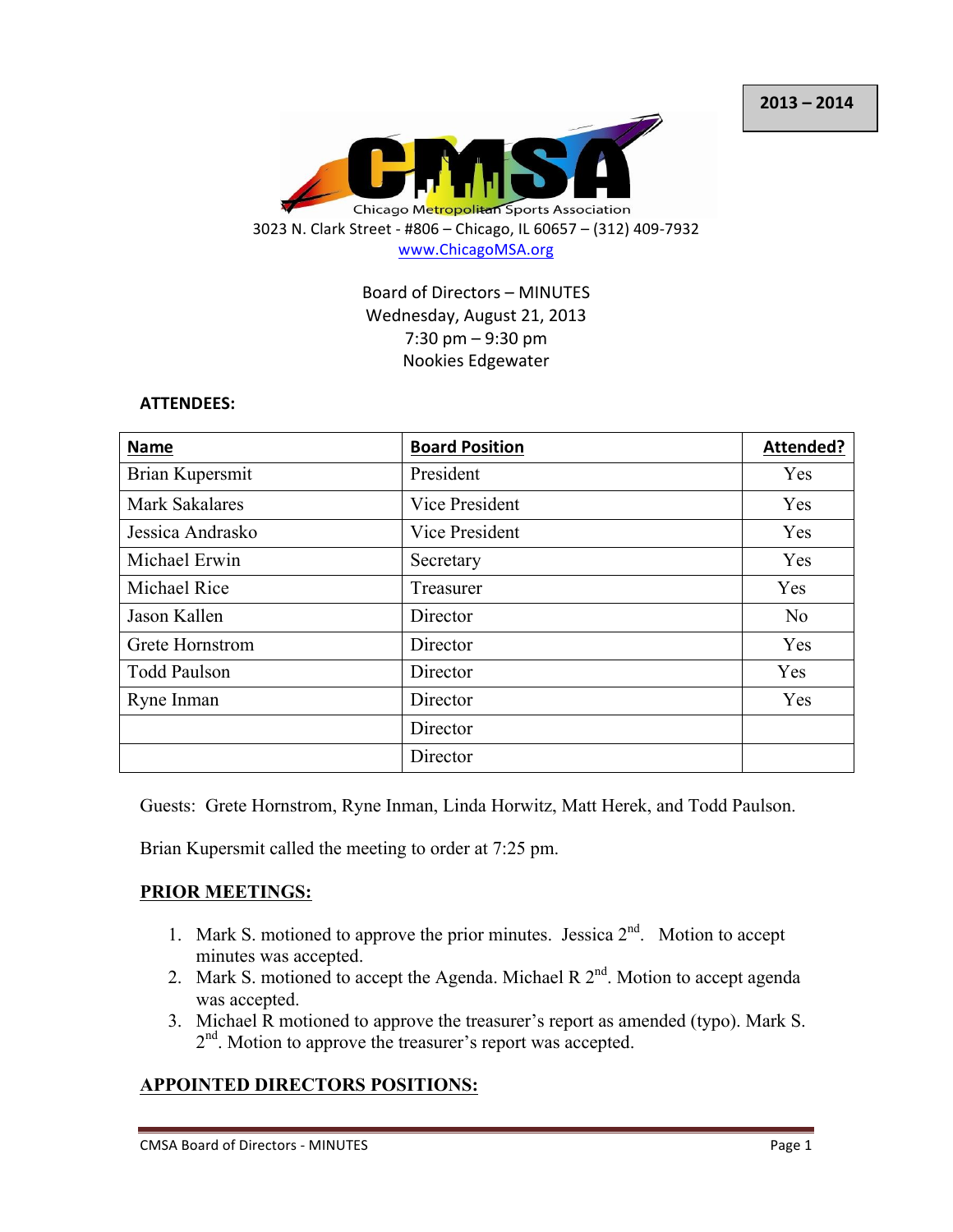2013 – 2014

Chicago Metropolitan Sports Association

3023 N. Clark Street - #806 – Chicago, IL 60657 – (312) 409-7932
www.ChicagoMSA.org

Board of Directors – MINUTES
Wednesday, August 21, 2013
7:30 pm – 9:30 pm
Nookies Edgewater

**ATTENDEES:**

| Name | Board Position | Attended? |
|---|---|---|
| Brian Kupersmit | President | Yes |
| Mark Sakalares | Vice President | Yes |
| Jessica Andrasko | Vice President | Yes |
| Michael Erwin | Secretary | Yes |
| Michael Rice | Treasurer | Yes |
| Jason Kallen | Director | No |
| Grete Hornstrom | Director | Yes |
| Todd Paulson | Director | Yes |
| Ryne Inman | Director | Yes |
| | Director | |
| | Director | |

Guests: Grete Hornstrom, Ryne Inman, Linda Horwitz, Matt Herek, and Todd Paulson.

Brian Kupersmit called the meeting to order at 7:25 pm.

## PRIOR MEETINGS:

1. Mark S. motioned to approve the prior minutes. Jessica 2nd. Motion to accept minutes was accepted.
2. Mark S. motioned to accept the Agenda. Michael R 2nd. Motion to accept agenda was accepted.
3. Michael R motioned to approve the treasurer's report as amended (typo). Mark S. 2nd. Motion to approve the treasurer's report was accepted.

## APPOINTED DIRECTORS POSITIONS: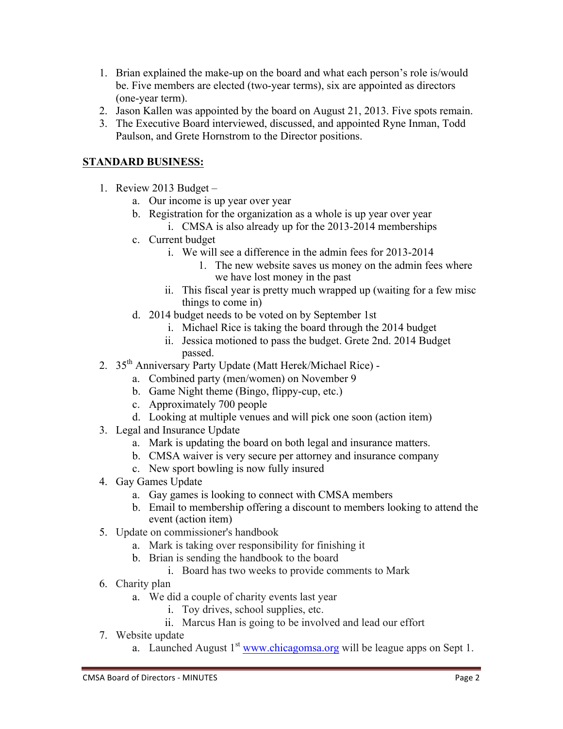1. Brian explained the make-up on the board and what each person's role is/would be. Five members are elected (two-year terms), six are appointed as directors (one-year term).
2. Jason Kallen was appointed by the board on August 21, 2013. Five spots remain.
3. The Executive Board interviewed, discussed, and appointed Ryne Inman, Todd Paulson, and Grete Hornstrom to the Director positions.

**STANDARD BUSINESS:**

1. Review 2013 Budget –
   a. Our income is up year over year
   b. Registration for the organization as a whole is up year over year
      i. CMSA is also already up for the 2013-2014 memberships
   c. Current budget
      i. We will see a difference in the admin fees for 2013-2014
         1. The new website saves us money on the admin fees where we have lost money in the past
      ii. This fiscal year is pretty much wrapped up (waiting for a few misc things to come in)
   d. 2014 budget needs to be voted on by September 1st
      i. Michael Rice is taking the board through the 2014 budget
      ii. Jessica motioned to pass the budget. Grete 2nd. 2014 Budget passed.
2. 35th Anniversary Party Update (Matt Herek/Michael Rice) -
   a. Combined party (men/women) on November 9
   b. Game Night theme (Bingo, flippy-cup, etc.)
   c. Approximately 700 people
   d. Looking at multiple venues and will pick one soon (action item)
3. Legal and Insurance Update
   a. Mark is updating the board on both legal and insurance matters.
   b. CMSA waiver is very secure per attorney and insurance company
   c. New sport bowling is now fully insured
4. Gay Games Update
   a. Gay games is looking to connect with CMSA members
   b. Email to membership offering a discount to members looking to attend the event (action item)
5. Update on commissioner's handbook
   a. Mark is taking over responsibility for finishing it
   b. Brian is sending the handbook to the board
      i. Board has two weeks to provide comments to Mark
6. Charity plan
   a. We did a couple of charity events last year
      i. Toy drives, school supplies, etc.
      ii. Marcus Han is going to be involved and lead our effort
7. Website update
   a. Launched August 1st www.chicagomsa.org will be league apps on Sept 1.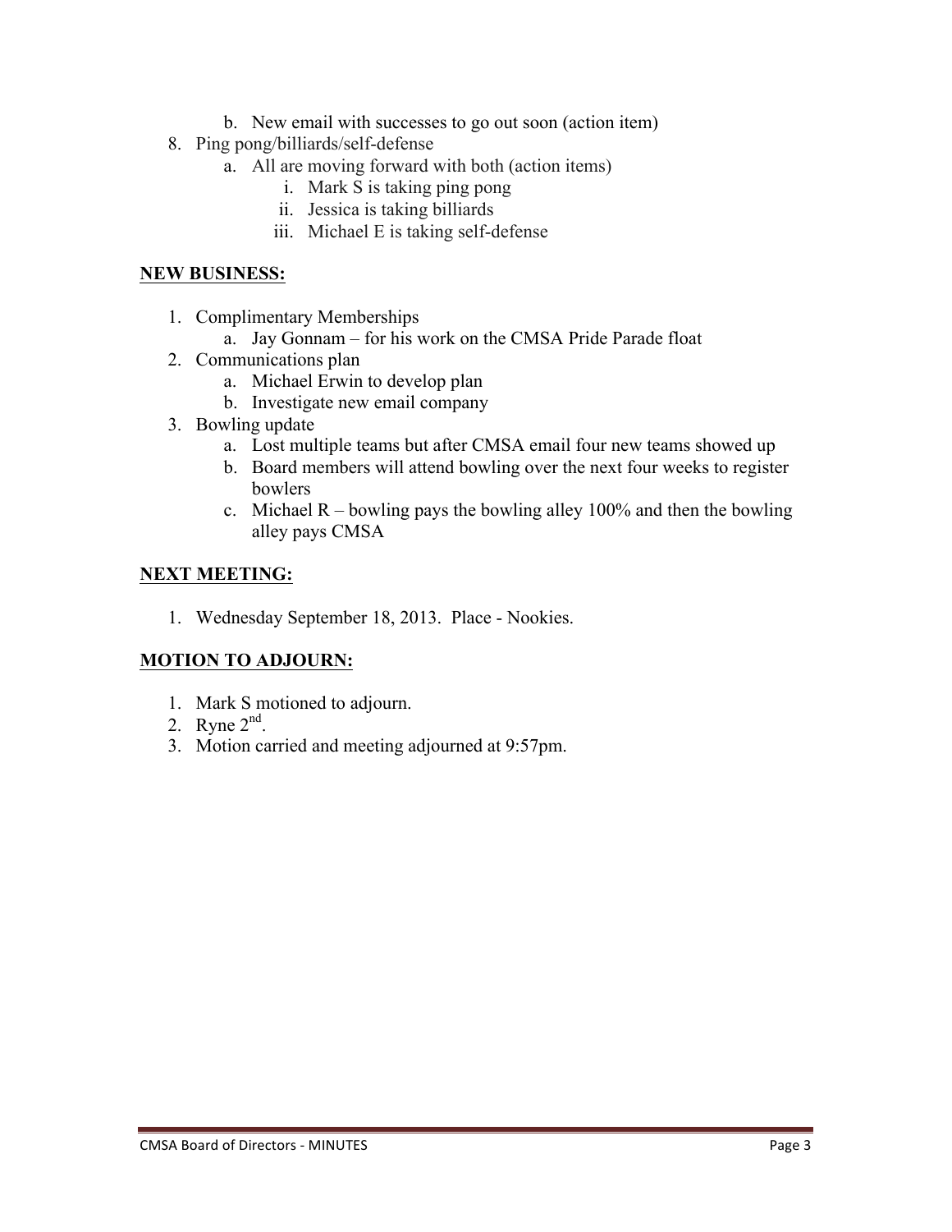b. New email with successes to go out soon (action item)

8. Ping pong/billiards/self-defense
   a. All are moving forward with both (action items)
      i. Mark S is taking ping pong
      ii. Jessica is taking billiards
      iii. Michael E is taking self-defense

**NEW BUSINESS:**

1. Complimentary Memberships
   a. Jay Gonnam – for his work on the CMSA Pride Parade float
2. Communications plan
   a. Michael Erwin to develop plan
   b. Investigate new email company
3. Bowling update
   a. Lost multiple teams but after CMSA email four new teams showed up
   b. Board members will attend bowling over the next four weeks to register bowlers
   c. Michael R – bowling pays the bowling alley 100% and then the bowling alley pays CMSA

**NEXT MEETING:**

1. Wednesday September 18, 2013. Place - Nookies.

**MOTION TO ADJOURN:**

1. Mark S motioned to adjourn.
2. Ryne 2nd.
3. Motion carried and meeting adjourned at 9:57pm.